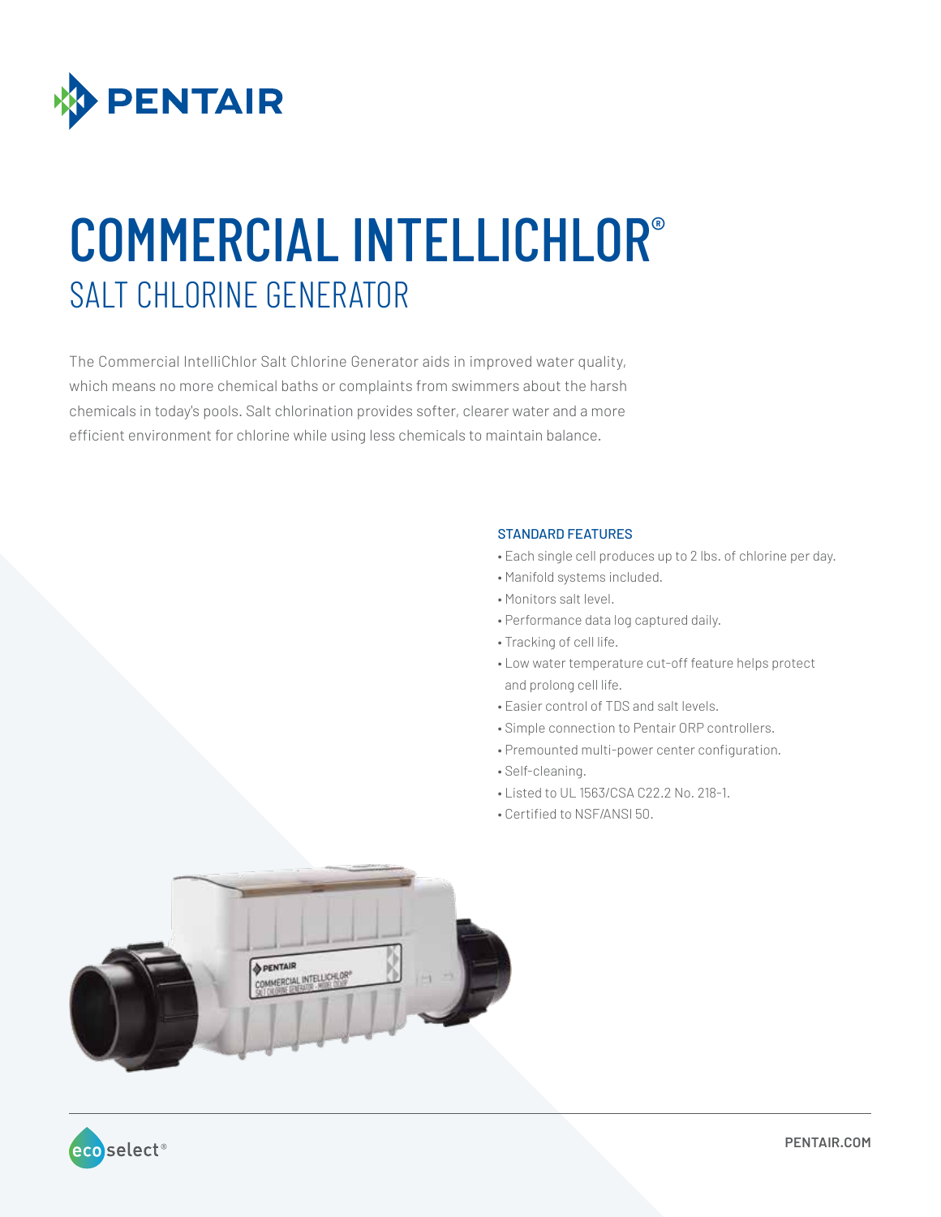# COMMERCIAL INTELLICHLOR®

## SALT CHLORINE GENERATOR

The Commercial IntelliChlor Salt Chlorine Generator aids in improved water quality, which means no more chemical baths or complaints from swimmers about the harsh chemicals in today's pools. Salt chlorination provides softer, clearer water and a more efficient environment for chlorine while using less chemicals to maintain balance.

### STANDARD FEATURES

- Each single cell produces up to 2 lbs. of chlorine per day.
- Manifold systems included.
- Monitors salt level.
- Performance data log captured daily.
- Tracking of cell life.
- Low water temperature cut-off feature helps protect and prolong cell life.
- Easier control of TDS and salt levels.
- Simple connection to Pentair ORP controllers.
- Premounted multi-power center configuration.
- Self-cleaning.
- Listed to UL 1563/CSA C22.2 No. 218-1.
- Certified to NSF/ANSI 50.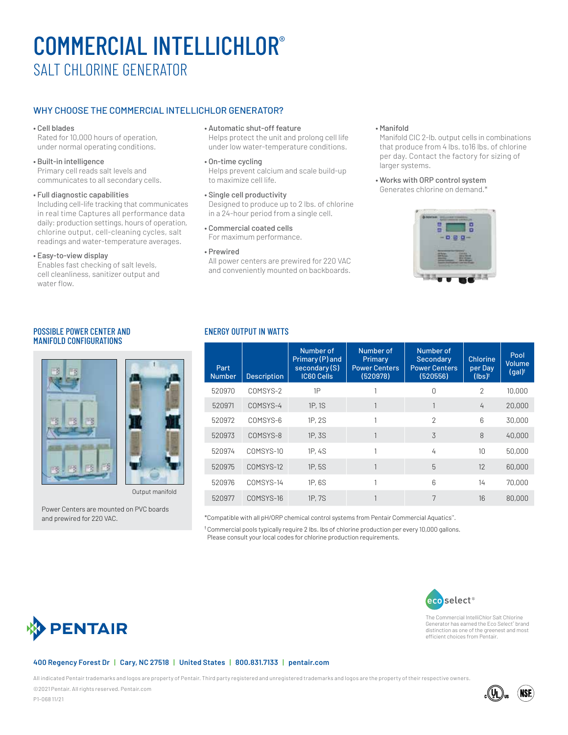# COMMERCIAL INTELLICHLOR®

## SALT CHLORINE GENERATOR

### WHY CHOOSE THE COMMERCIAL INTELLICHLOR GENERATOR?

- Cell blades
  Rated for 10,000 hours of operation, under normal operating conditions.
- Built-in intelligence
  Primary cell reads salt levels and communicates to all secondary cells.
- Full diagnostic capabilities
  Including cell-life tracking that communicates in real time Captures all performance data daily: production settings, hours of operation, chlorine output, cell-cleaning cycles, salt readings and water-temperature averages.
- Easy-to-view display
  Enables fast checking of salt levels, cell cleanliness, sanitizer output and water flow.
- Automatic shut-off feature
  Helps protect the unit and prolong cell life under low water-temperature conditions.
- On-time cycling
  Helps prevent calcium and scale build-up to maximize cell life.
- Single cell productivity
  Designed to produce up to 2 lbs. of chlorine in a 24-hour period from a single cell.
- Commercial coated cells
  For maximum performance.
- Prewired
  All power centers are prewired for 220 VAC and conveniently mounted on backboards.
- Manifold
  Manifold CIC 2-lb. output cells in combinations that produce from 4 lbs. to16 lbs. of chlorine per day. Contact the factory for sizing of larger systems.
- Works with ORP control system
  Generates chlorine on demand.*

### POSSIBLE POWER CENTER AND MANIFOLD CONFIGURATIONS

Output manifold

Power Centers are mounted on PVC boards and prewired for 220 VAC.

### ENERGY OUTPUT IN WATTS

| Part Number | Description | Number of Primary (P) and secondary (S) IC60 Cells | Number of Primary Power Centers (520978) | Number of Secondary Power Centers (520556) | Chlorine per Day (lbs)† | Pool Volume (gal)† |
|---|---|---|---|---|---|---|
| 520970 | COMSYS-2 | 1P | 1 | 0 | 2 | 10,000 |
| 520971 | COMSYS-4 | 1P, 1S | 1 | 1 | 4 | 20,000 |
| 520972 | COMSYS-6 | 1P, 2S | 1 | 2 | 6 | 30,000 |
| 520973 | COMSYS-8 | 1P, 3S | 1 | 3 | 8 | 40,000 |
| 520974 | COMSYS-10 | 1P, 4S | 1 | 4 | 10 | 50,000 |
| 520975 | COMSYS-12 | 1P, 5S | 1 | 5 | 12 | 60,000 |
| 520976 | COMSYS-14 | 1P, 6S | 1 | 6 | 14 | 70,000 |
| 520977 | COMSYS-16 | 1P, 7S | 1 | 7 | 16 | 80,000 |

*Compatible with all pH/ORP chemical control systems from Pentair Commercial Aquatics™.

† Commercial pools typically require 2 lbs. lbs of chlorine production per every 10,000 gallons. Please consult your local codes for chlorine production requirements.

eco select®

The Commercial IntelliChlor Salt Chlorine Generator has earned the Eco Select® brand distinction as one of the greenest and most efficient choices from Pentair.

PENTAIR

400 Regency Forest Dr | Cary, NC 27518 | United States | 800.831.7133 | pentair.com

All indicated Pentair trademarks and logos are property of Pentair. Third party registered and unregistered trademarks and logos are the property of their respective owners.

©2021 Pentair. All rights reserved. Pentair.com

P1-068 11/21